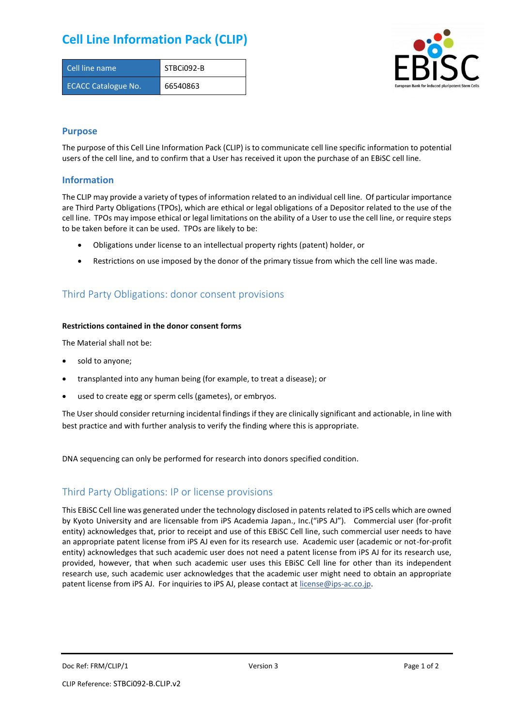# Cell Line Information Pack (CLIP)

| Cell line name | STBCi092-B |
|---|---|
| ECACC Catalogue No. | 66540863 |

## Purpose

The purpose of this Cell Line Information Pack (CLIP) is to communicate cell line specific information to potential users of the cell line, and to confirm that a User has received it upon the purchase of an EBiSC cell line.

## Information

The CLIP may provide a variety of types of information related to an individual cell line. Of particular importance are Third Party Obligations (TPOs), which are ethical or legal obligations of a Depositor related to the use of the cell line. TPOs may impose ethical or legal limitations on the ability of a User to use the cell line, or require steps to be taken before it can be used. TPOs are likely to be:

- Obligations under license to an intellectual property rights (patent) holder, or
- Restrictions on use imposed by the donor of the primary tissue from which the cell line was made.

## Third Party Obligations: donor consent provisions

**Restrictions contained in the donor consent forms**

The Material shall not be:

- sold to anyone;
- transplanted into any human being (for example, to treat a disease); or
- used to create egg or sperm cells (gametes), or embryos.

The User should consider returning incidental findings if they are clinically significant and actionable, in line with best practice and with further analysis to verify the finding where this is appropriate.

DNA sequencing can only be performed for research into donors specified condition.

## Third Party Obligations: IP or license provisions

This EBiSC Cell line was generated under the technology disclosed in patents related to iPS cells which are owned by Kyoto University and are licensable from iPS Academia Japan., Inc.("iPS AJ"). Commercial user (for-profit entity) acknowledges that, prior to receipt and use of this EBiSC Cell line, such commercial user needs to have an appropriate patent license from iPS AJ even for its research use. Academic user (academic or not-for-profit entity) acknowledges that such academic user does not need a patent license from iPS AJ for its research use, provided, however, that when such academic user uses this EBiSC Cell line for other than its independent research use, such academic user acknowledges that the academic user might need to obtain an appropriate patent license from iPS AJ. For inquiries to iPS AJ, please contact at license@ips-ac.co.jp.

Doc Ref: FRM/CLIP/1 Version 3

CLIP Reference: STBCi092-B.CLIP.v2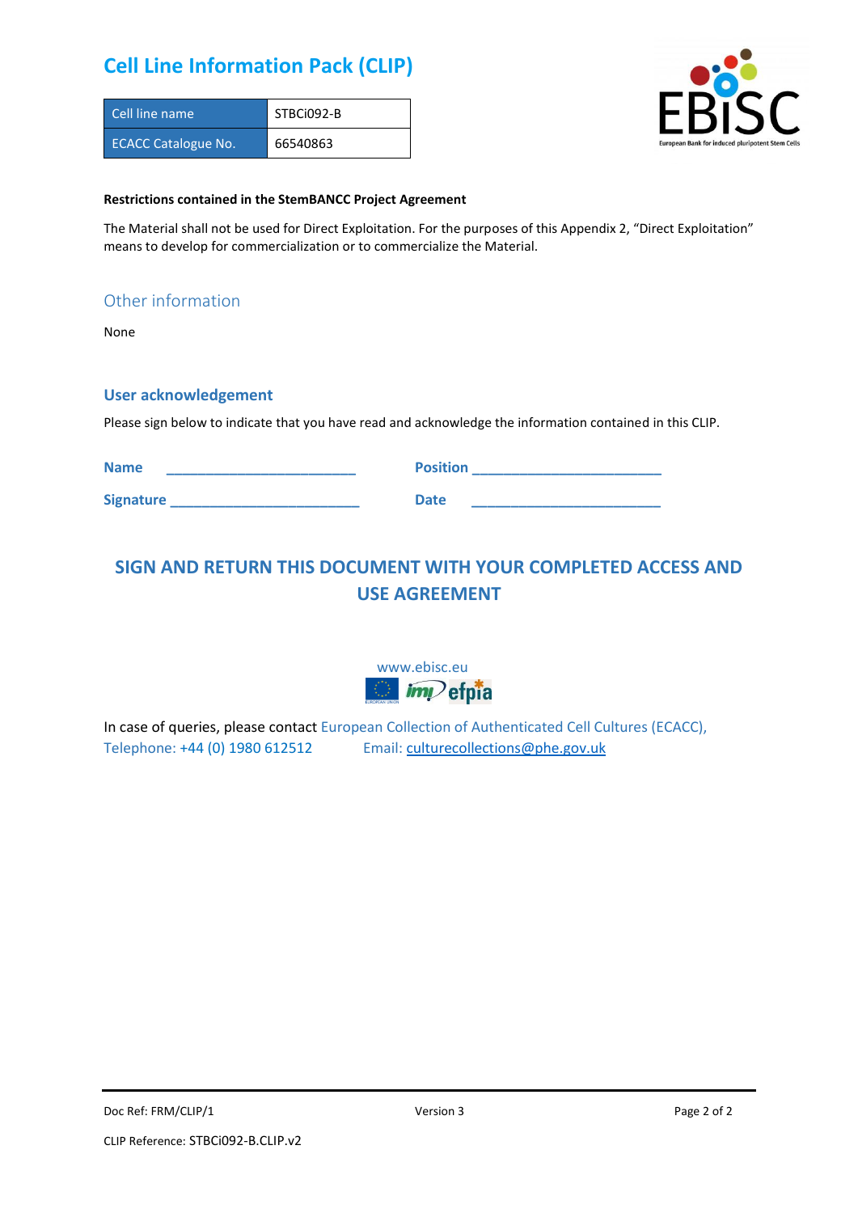# Cell Line Information Pack (CLIP)

| | |
|---|---|
| Cell line name | STBCi092-B |
| ECACC Catalogue No. | 66540863 |

**Restrictions contained in the StemBANCC Project Agreement**

The Material shall not be used for Direct Exploitation. For the purposes of this Appendix 2, "Direct Exploitation" means to develop for commercialization or to commercialize the Material.

## Other information

None

## User acknowledgement

Please sign below to indicate that you have read and acknowledge the information contained in this CLIP.

**Name** ________________________ **Position** ________________________

**Signature** ________________________ **Date** ________________________

## SIGN AND RETURN THIS DOCUMENT WITH YOUR COMPLETED ACCESS AND USE AGREEMENT

www.ebisc.eu

In case of queries, please contact European Collection of Authenticated Cell Cultures (ECACC), Telephone: +44 (0) 1980 612512 Email: culturecollections@phe.gov.uk

Doc Ref: FRM/CLIP/1 Version 3

CLIP Reference: STBCi092-B.CLIP.v2